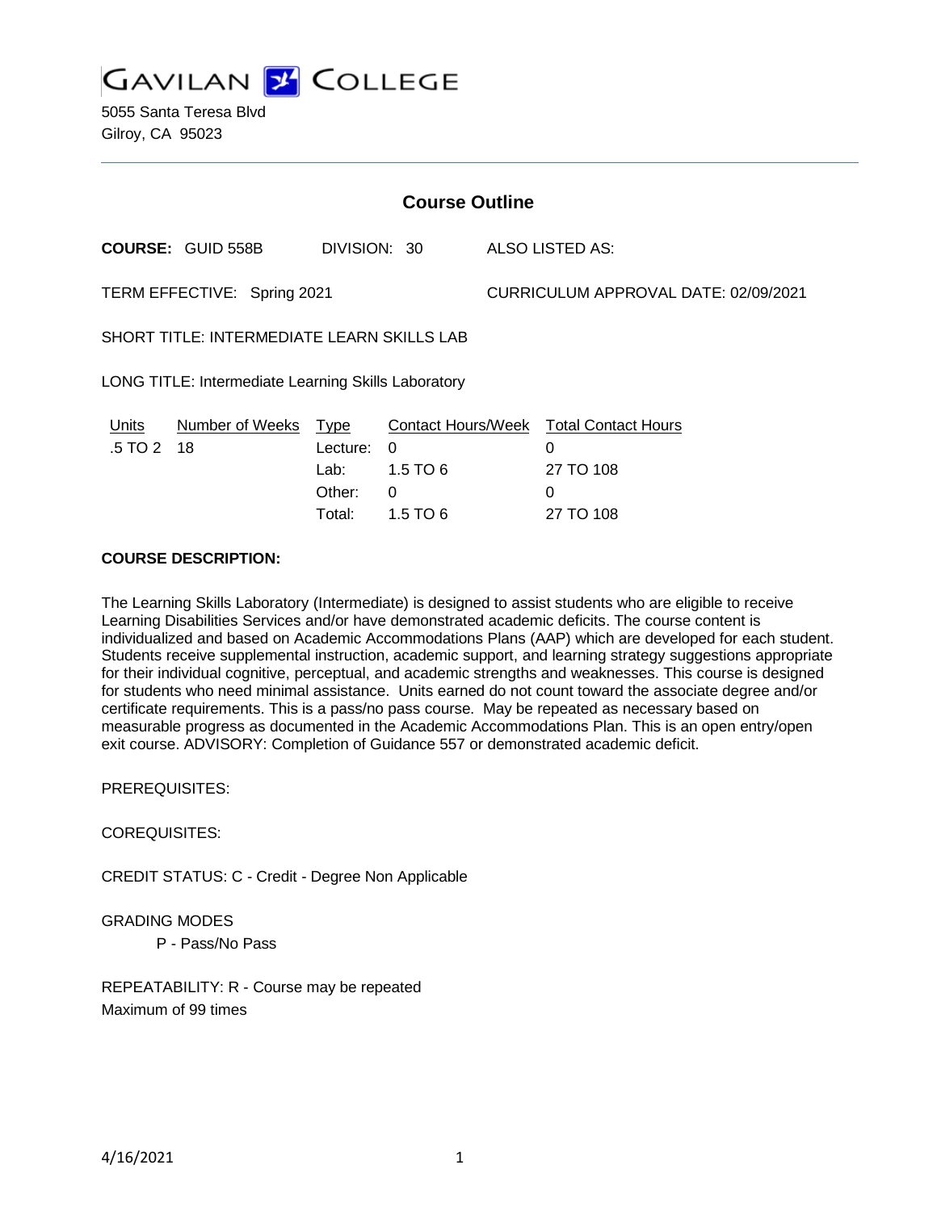# GAVILAN COLLEGE

5055 Santa Teresa Blvd
Gilroy, CA 95023

## Course Outline

**COURSE:** GUID 558B DIVISION: 30 ALSO LISTED AS:

TERM EFFECTIVE: Spring 2021 CURRICULUM APPROVAL DATE: 02/09/2021

SHORT TITLE: INTERMEDIATE LEARN SKILLS LAB

LONG TITLE: Intermediate Learning Skills Laboratory

| Units | Number of Weeks | Type | Contact Hours/Week | Total Contact Hours |
|---|---|---|---|---|
| .5 TO 2 | 18 | Lecture: | 0 | 0 |
| | | Lab: | 1.5 TO 6 | 27 TO 108 |
| | | Other: | 0 | 0 |
| | | Total: | 1.5 TO 6 | 27 TO 108 |

**COURSE DESCRIPTION:**

The Learning Skills Laboratory (Intermediate) is designed to assist students who are eligible to receive Learning Disabilities Services and/or have demonstrated academic deficits. The course content is individualized and based on Academic Accommodations Plans (AAP) which are developed for each student. Students receive supplemental instruction, academic support, and learning strategy suggestions appropriate for their individual cognitive, perceptual, and academic strengths and weaknesses. This course is designed for students who need minimal assistance. Units earned do not count toward the associate degree and/or certificate requirements. This is a pass/no pass course. May be repeated as necessary based on measurable progress as documented in the Academic Accommodations Plan. This is an open entry/open exit course. ADVISORY: Completion of Guidance 557 or demonstrated academic deficit.

PREREQUISITES:

COREQUISITES:

CREDIT STATUS: C - Credit - Degree Non Applicable

GRADING MODES

P - Pass/No Pass

REPEATABILITY: R - Course may be repeated
Maximum of 99 times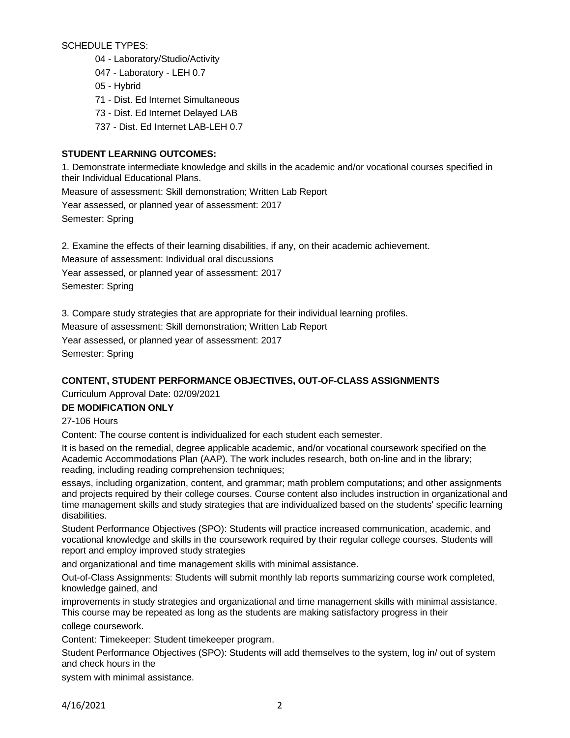SCHEDULE TYPES:

- 04 - Laboratory/Studio/Activity
- 047 - Laboratory - LEH 0.7
- 05 - Hybrid
- 71 - Dist. Ed Internet Simultaneous
- 73 - Dist. Ed Internet Delayed LAB
- 737 - Dist. Ed Internet LAB-LEH 0.7

**STUDENT LEARNING OUTCOMES:**

1. Demonstrate intermediate knowledge and skills in the academic and/or vocational courses specified in their Individual Educational Plans.
Measure of assessment: Skill demonstration; Written Lab Report
Year assessed, or planned year of assessment: 2017
Semester: Spring

2. Examine the effects of their learning disabilities, if any, on their academic achievement.
Measure of assessment: Individual oral discussions
Year assessed, or planned year of assessment: 2017
Semester: Spring

3. Compare study strategies that are appropriate for their individual learning profiles.
Measure of assessment: Skill demonstration; Written Lab Report
Year assessed, or planned year of assessment: 2017
Semester: Spring

**CONTENT, STUDENT PERFORMANCE OBJECTIVES, OUT-OF-CLASS ASSIGNMENTS**

Curriculum Approval Date: 02/09/2021

**DE MODIFICATION ONLY**

27-106 Hours

Content: The course content is individualized for each student each semester.

It is based on the remedial, degree applicable academic, and/or vocational coursework specified on the Academic Accommodations Plan (AAP). The work includes research, both on-line and in the library; reading, including reading comprehension techniques;

essays, including organization, content, and grammar; math problem computations; and other assignments and projects required by their college courses. Course content also includes instruction in organizational and time management skills and study strategies that are individualized based on the students' specific learning disabilities.

Student Performance Objectives (SPO): Students will practice increased communication, academic, and vocational knowledge and skills in the coursework required by their regular college courses. Students will report and employ improved study strategies

and organizational and time management skills with minimal assistance.

Out-of-Class Assignments: Students will submit monthly lab reports summarizing course work completed, knowledge gained, and

improvements in study strategies and organizational and time management skills with minimal assistance. This course may be repeated as long as the students are making satisfactory progress in their

college coursework.

Content: Timekeeper: Student timekeeper program.

Student Performance Objectives (SPO): Students will add themselves to the system, log in/ out of system and check hours in the

system with minimal assistance.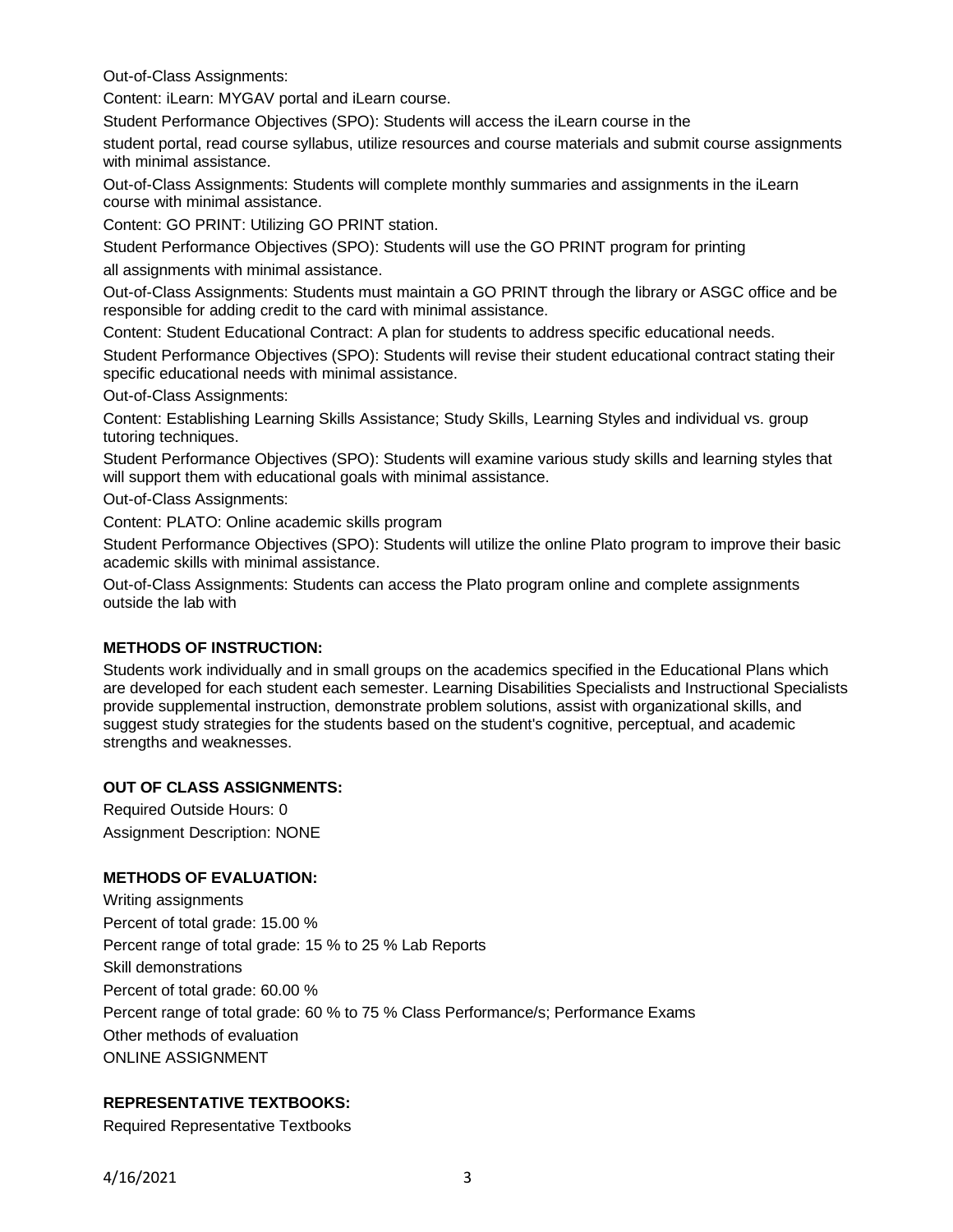Out-of-Class Assignments:

Content: iLearn: MYGAV portal and iLearn course.

Student Performance Objectives (SPO): Students will access the iLearn course in the student portal, read course syllabus, utilize resources and course materials and submit course assignments with minimal assistance.

Out-of-Class Assignments: Students will complete monthly summaries and assignments in the iLearn course with minimal assistance.

Content: GO PRINT: Utilizing GO PRINT station.

Student Performance Objectives (SPO): Students will use the GO PRINT program for printing all assignments with minimal assistance.

Out-of-Class Assignments: Students must maintain a GO PRINT through the library or ASGC office and be responsible for adding credit to the card with minimal assistance.

Content: Student Educational Contract: A plan for students to address specific educational needs.

Student Performance Objectives (SPO): Students will revise their student educational contract stating their specific educational needs with minimal assistance.

Out-of-Class Assignments:

Content: Establishing Learning Skills Assistance; Study Skills, Learning Styles and individual vs. group tutoring techniques.

Student Performance Objectives (SPO): Students will examine various study skills and learning styles that will support them with educational goals with minimal assistance.

Out-of-Class Assignments:

Content: PLATO: Online academic skills program

Student Performance Objectives (SPO): Students will utilize the online Plato program to improve their basic academic skills with minimal assistance.

Out-of-Class Assignments: Students can access the Plato program online and complete assignments outside the lab with

**METHODS OF INSTRUCTION:**

Students work individually and in small groups on the academics specified in the Educational Plans which are developed for each student each semester. Learning Disabilities Specialists and Instructional Specialists provide supplemental instruction, demonstrate problem solutions, assist with organizational skills, and suggest study strategies for the students based on the student's cognitive, perceptual, and academic strengths and weaknesses.

**OUT OF CLASS ASSIGNMENTS:**

Required Outside Hours: 0

Assignment Description: NONE

**METHODS OF EVALUATION:**

Writing assignments

Percent of total grade: 15.00 %

Percent range of total grade: 15 % to 25 % Lab Reports

Skill demonstrations

Percent of total grade: 60.00 %

Percent range of total grade: 60 % to 75 % Class Performance/s; Performance Exams

Other methods of evaluation

ONLINE ASSIGNMENT

**REPRESENTATIVE TEXTBOOKS:**

Required Representative Textbooks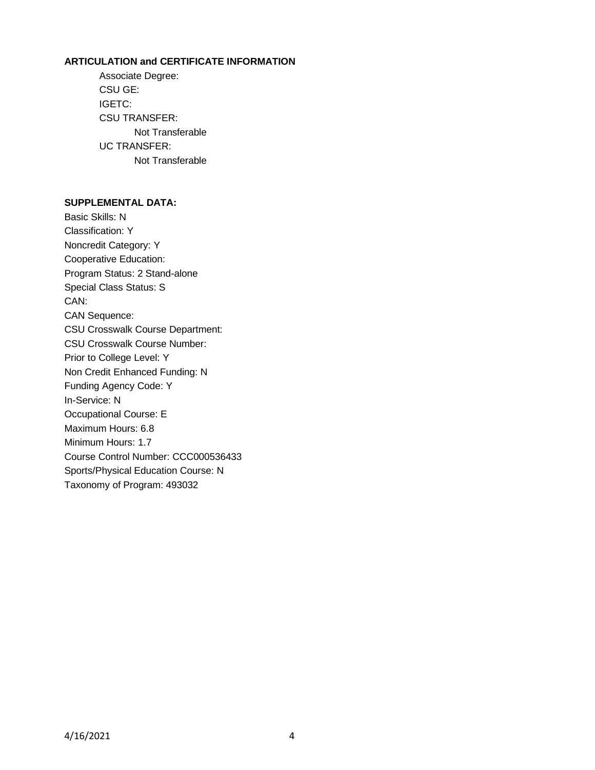**ARTICULATION and CERTIFICATE INFORMATION**

Associate Degree:
CSU GE:
IGETC:
CSU TRANSFER:
    Not Transferable
UC TRANSFER:
    Not Transferable

**SUPPLEMENTAL DATA:**

Basic Skills: N
Classification: Y
Noncredit Category: Y
Cooperative Education:
Program Status: 2 Stand-alone
Special Class Status: S
CAN:
CAN Sequence:
CSU Crosswalk Course Department:
CSU Crosswalk Course Number:
Prior to College Level: Y
Non Credit Enhanced Funding: N
Funding Agency Code: Y
In-Service: N
Occupational Course: E
Maximum Hours: 6.8
Minimum Hours: 1.7
Course Control Number: CCC000536433
Sports/Physical Education Course: N
Taxonomy of Program: 493032